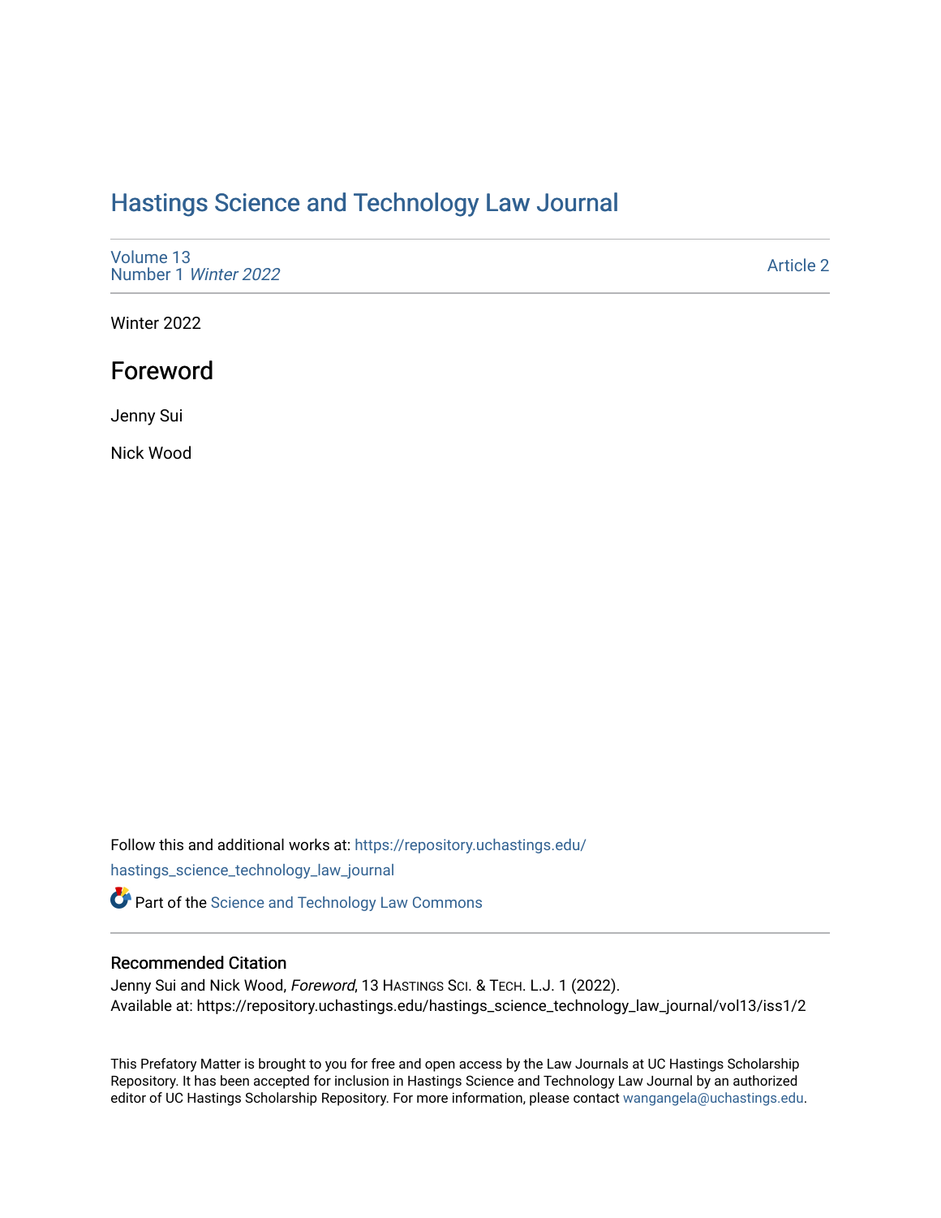# Hastings Science and Technology Law Journal

Volume 13
Number 1 *Winter 2022*

Article 2

Winter 2022

## Foreword

Jenny Sui

Nick Wood

Follow this and additional works at: https://repository.uchastings.edu/hastings_science_technology_law_journal

Part of the Science and Technology Law Commons

### Recommended Citation

Jenny Sui and Nick Wood, *Foreword*, 13 HASTINGS SCI. & TECH. L.J. 1 (2022).
Available at: https://repository.uchastings.edu/hastings_science_technology_law_journal/vol13/iss1/2

This Prefatory Matter is brought to you for free and open access by the Law Journals at UC Hastings Scholarship Repository. It has been accepted for inclusion in Hastings Science and Technology Law Journal by an authorized editor of UC Hastings Scholarship Repository. For more information, please contact wangangela@uchastings.edu.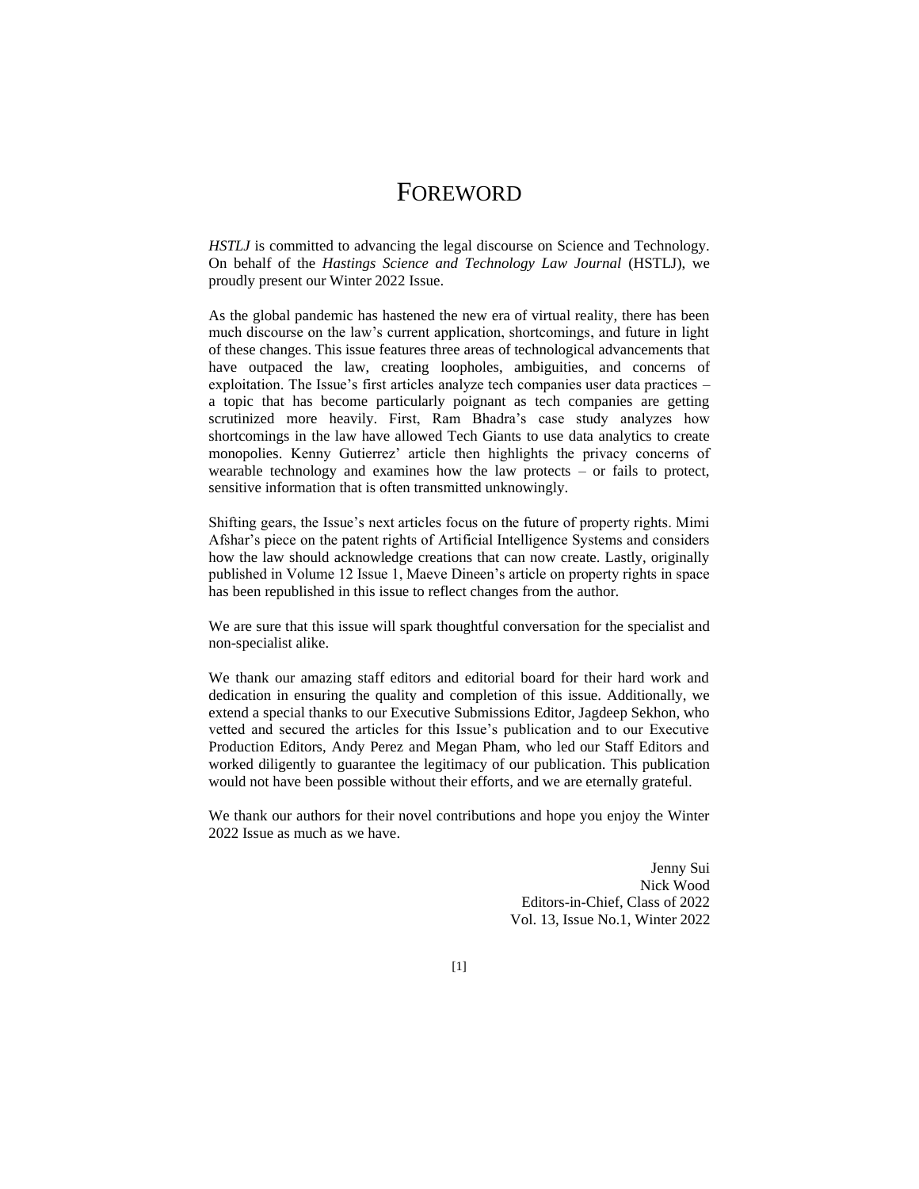# FOREWORD

*HSTLJ* is committed to advancing the legal discourse on Science and Technology. On behalf of the *Hastings Science and Technology Law Journal* (HSTLJ), we proudly present our Winter 2022 Issue.

As the global pandemic has hastened the new era of virtual reality, there has been much discourse on the law's current application, shortcomings, and future in light of these changes. This issue features three areas of technological advancements that have outpaced the law, creating loopholes, ambiguities, and concerns of exploitation. The Issue's first articles analyze tech companies user data practices – a topic that has become particularly poignant as tech companies are getting scrutinized more heavily. First, Ram Bhadra's case study analyzes how shortcomings in the law have allowed Tech Giants to use data analytics to create monopolies. Kenny Gutierrez' article then highlights the privacy concerns of wearable technology and examines how the law protects – or fails to protect, sensitive information that is often transmitted unknowingly.

Shifting gears, the Issue's next articles focus on the future of property rights. Mimi Afshar's piece on the patent rights of Artificial Intelligence Systems and considers how the law should acknowledge creations that can now create. Lastly, originally published in Volume 12 Issue 1, Maeve Dineen's article on property rights in space has been republished in this issue to reflect changes from the author.

We are sure that this issue will spark thoughtful conversation for the specialist and non-specialist alike.

We thank our amazing staff editors and editorial board for their hard work and dedication in ensuring the quality and completion of this issue. Additionally, we extend a special thanks to our Executive Submissions Editor, Jagdeep Sekhon, who vetted and secured the articles for this Issue's publication and to our Executive Production Editors, Andy Perez and Megan Pham, who led our Staff Editors and worked diligently to guarantee the legitimacy of our publication. This publication would not have been possible without their efforts, and we are eternally grateful.

We thank our authors for their novel contributions and hope you enjoy the Winter 2022 Issue as much as we have.

Jenny Sui
Nick Wood
Editors-in-Chief, Class of 2022
Vol. 13, Issue No.1, Winter 2022